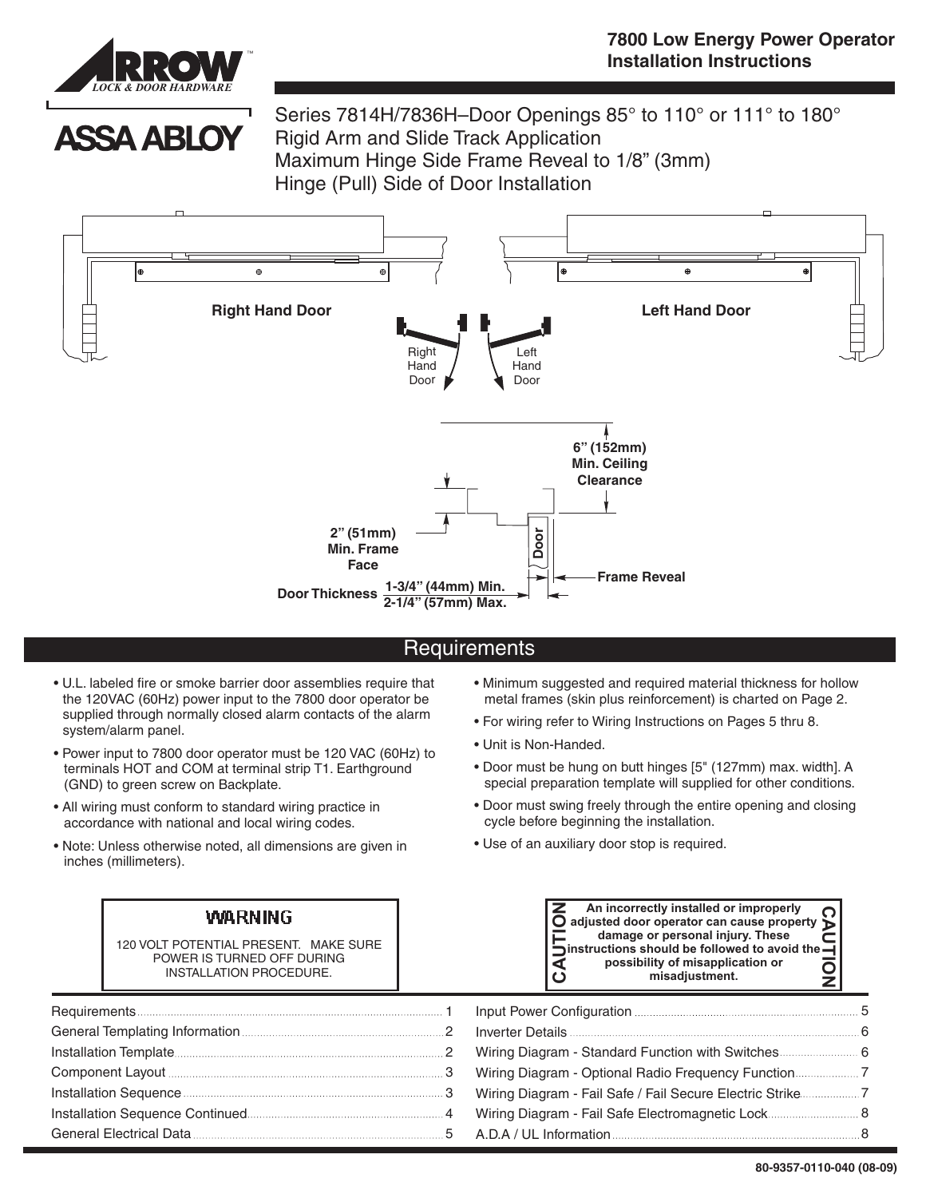# 7800 Low Energy Power Operator Installation Instructions

ASSA ABLOY

## Series 7814H/7836H–Door Openings 85° to 110° or 111° to 180°
## Rigid Arm and Slide Track Application
## Maximum Hinge Side Frame Reveal to 1/8" (3mm)
## Hinge (Pull) Side of Door Installation

Right Hand Door

Left Hand Door

Right Hand Door

Left Hand Door

6" (152mm) Min. Ceiling Clearance

2" (51mm) Min. Frame Face

Door

Frame Reveal

Door Thickness 1-3/4" (44mm) Min. 2-1/4" (57mm) Max.

## Requirements

- U.L. labeled fire or smoke barrier door assemblies require that the 120VAC (60Hz) power input to the 7800 door operator be supplied through normally closed alarm contacts of the alarm system/alarm panel.
- Power input to 7800 door operator must be 120 VAC (60Hz) to terminals HOT and COM at terminal strip T1. Earthground (GND) to green screw on Backplate.
- All wiring must conform to standard wiring practice in accordance with national and local wiring codes.
- Note: Unless otherwise noted, all dimensions are given in inches (millimeters).
- Minimum suggested and required material thickness for hollow metal frames (skin plus reinforcement) is charted on Page 2.
- For wiring refer to Wiring Instructions on Pages 5 thru 8.
- Unit is Non-Handed.
- Door must be hung on butt hinges [5" (127mm) max. width]. A special preparation template will supplied for other conditions.
- Door must swing freely through the entire opening and closing cycle before beginning the installation.
- Use of an auxiliary door stop is required.

**WARNING**

120 VOLT POTENTIAL PRESENT. MAKE SURE POWER IS TURNED OFF DURING INSTALLATION PROCEDURE.

**CAUTION**

**An incorrectly installed or improperly adjusted door operator can cause property damage or personal injury. These instructions should be followed to avoid the possibility of misapplication or misadjustment.**

| | |
|---|---|
| Requirements | 1 |
| General Templating Information | 2 |
| Installation Template | 2 |
| Component Layout | 3 |
| Installation Sequence | 3 |
| Installation Sequence Continued | 4 |
| General Electrical Data | 5 |
| Input Power Configuration | 5 |
| Inverter Details | 6 |
| Wiring Diagram - Standard Function with Switches | 6 |
| Wiring Diagram - Optional Radio Frequency Function | 7 |
| Wiring Diagram - Fail Safe / Fail Secure Electric Strike | 7 |
| Wiring Diagram - Fail Safe Electromagnetic Lock | 8 |
| A.D.A / UL Information | 8 |

80-9357-0110-040 (08-09)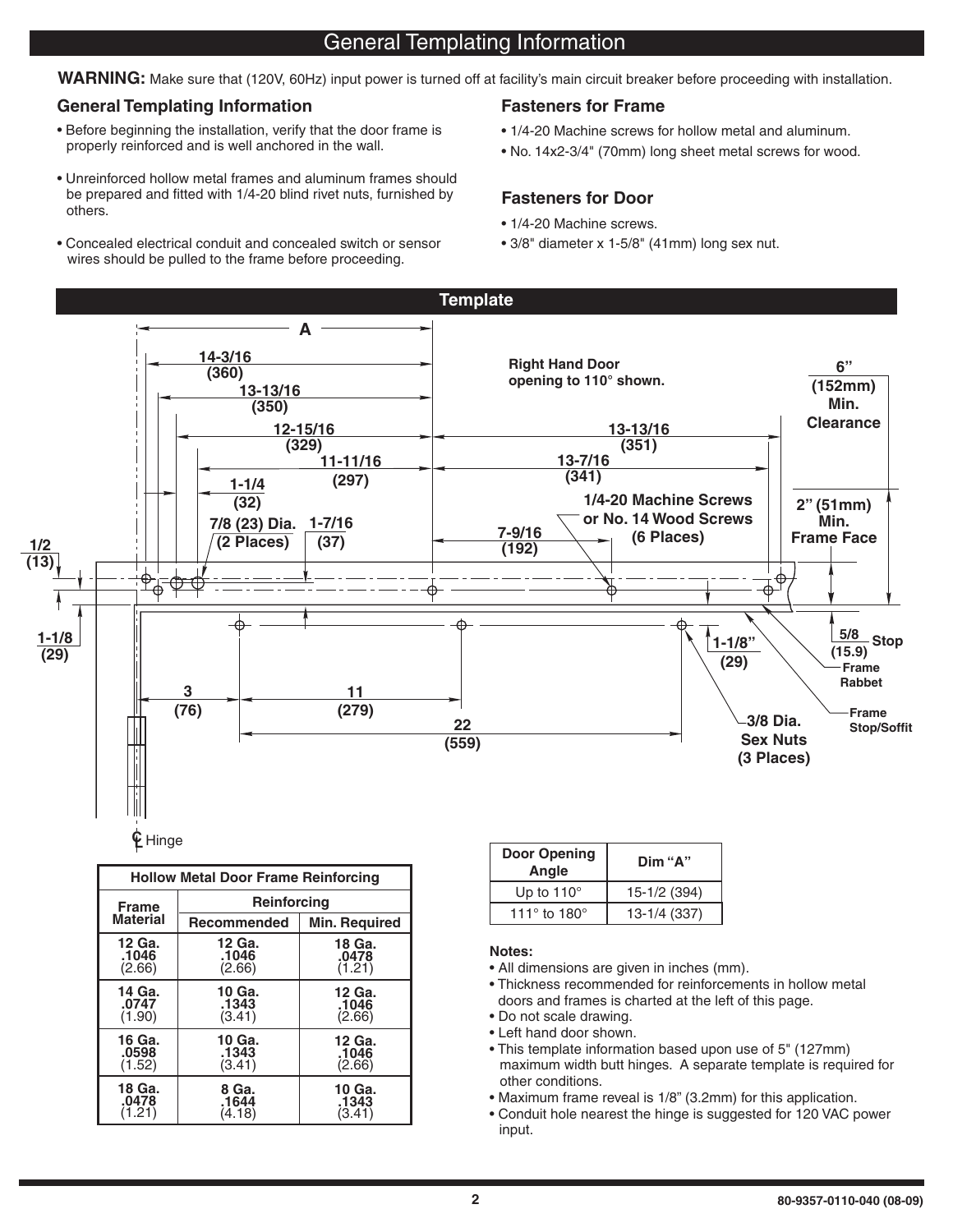# General Templating Information

**WARNING:** Make sure that (120V, 60Hz) input power is turned off at facility's main circuit breaker before proceeding with installation.

### General Templating Information

- Before beginning the installation, verify that the door frame is properly reinforced and is well anchored in the wall.
- Unreinforced hollow metal frames and aluminum frames should be prepared and fitted with 1/4-20 blind rivet nuts, furnished by others.
- Concealed electrical conduit and concealed switch or sensor wires should be pulled to the frame before proceeding.

### Fasteners for Frame

- 1/4-20 Machine screws for hollow metal and aluminum.
- No. 14x2-3/4" (70mm) long sheet metal screws for wood.

### Fasteners for Door

- 1/4-20 Machine screws.
- 3/8" diameter x 1-5/8" (41mm) long sex nut.

## Template

Right Hand Door opening to 110° shown.

A

14-3/16 (360)

13-13/16 (350)

12-15/16 (329)

11-11/16 (297)

1-1/4 (32)

7/8 (23) Dia. (2 Places)

1-7/16 (37)

13-13/16 (351)

13-7/16 (341)

7-9/16 (192)

1/4-20 Machine Screws or No. 14 Wood Screws (6 Places)

6" (152mm) Min. Clearance

2" (51mm) Min. Frame Face

1/2 (13)

1-1/8 (29)

5/8 (15.9) Stop

Frame Rabbet

Frame Stop/Soffit

1-1/8" (29)

3 (76)

11 (279)

22 (559)

3/8 Dia. Sex Nuts (3 Places)

℄ Hinge

| Hollow Metal Door Frame Reinforcing | | |
|---|---|---|
| Frame Material | Reinforcing | |
| | Recommended | Min. Required |
| 12 Ga. .1046 (2.66) | 12 Ga. .1046 (2.66) | 18 Ga. .0478 (1.21) |
| 14 Ga. .0747 (1.90) | 10 Ga. .1343 (3.41) | 12 Ga. .1046 (2.66) |
| 16 Ga. .0598 (1.52) | 10 Ga. .1343 (3.41) | 12 Ga. .1046 (2.66) |
| 18 Ga. .0478 (1.21) | 8 Ga. .1644 (4.18) | 10 Ga. .1343 (3.41) |

| Door Opening Angle | Dim "A" |
|---|---|
| Up to 110° | 15-1/2 (394) |
| 111° to 180° | 13-1/4 (337) |

**Notes:**

- All dimensions are given in inches (mm).
- Thickness recommended for reinforcements in hollow metal doors and frames is charted at the left of this page.
- Do not scale drawing.
- Left hand door shown.
- This template information based upon use of 5" (127mm) maximum width butt hinges. A separate template is required for other conditions.
- Maximum frame reveal is 1/8" (3.2mm) for this application.
- Conduit hole nearest the hinge is suggested for 120 VAC power input.

80-9357-0110-040 (08-09)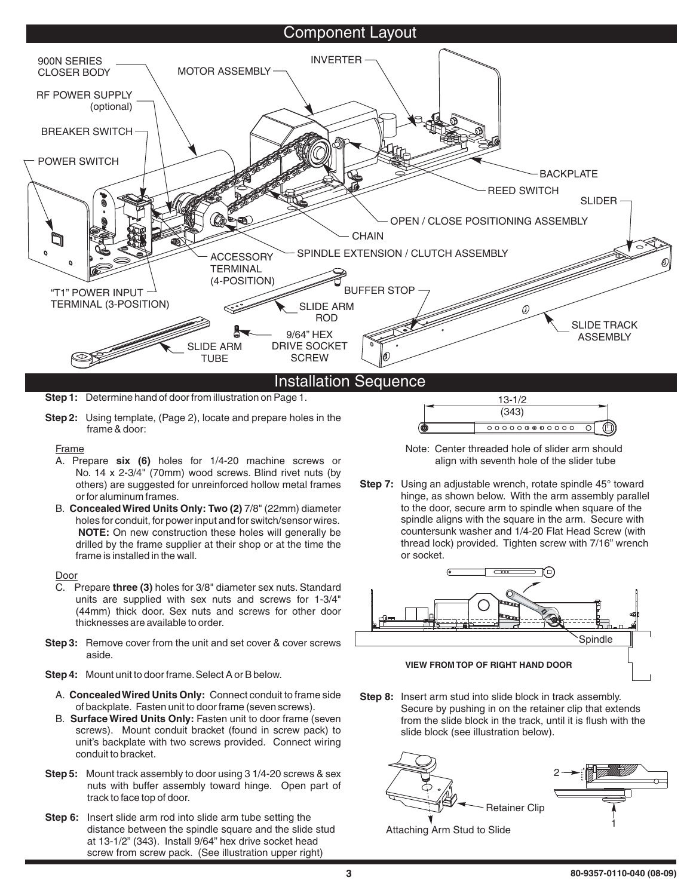## Component Layout

900N SERIES CLOSER BODY

MOTOR ASSEMBLY

INVERTER

RF POWER SUPPLY (optional)

BREAKER SWITCH

POWER SWITCH

BACKPLATE

REED SWITCH

SLIDER

OPEN / CLOSE POSITIONING ASSEMBLY

CHAIN

SPINDLE EXTENSION / CLUTCH ASSEMBLY

ACCESSORY TERMINAL (4-POSITION)

"T1" POWER INPUT TERMINAL (3-POSITION)

BUFFER STOP

SLIDE ARM ROD

SLIDE TRACK ASSEMBLY

9/64" HEX DRIVE SOCKET SCREW

SLIDE ARM TUBE

## Installation Sequence

**Step 1:** Determine hand of door from illustration on Page 1.

**Step 2:** Using template, (Page 2), locate and prepare holes in the frame & door:

Frame

A. Prepare **six (6)** holes for 1/4-20 machine screws or No. 14 x 2-3/4" (70mm) wood screws. Blind rivet nuts (by others) are suggested for unreinforced hollow metal frames or for aluminum frames.

B. **Concealed Wired Units Only: Two (2)** 7/8" (22mm) diameter holes for conduit, for power input and for switch/sensor wires. **NOTE:** On new construction these holes will generally be drilled by the frame supplier at their shop or at the time the frame is installed in the wall.

Door

C. Prepare **three (3)** holes for 3/8" diameter sex nuts. Standard units are supplied with sex nuts and screws for 1-3/4" (44mm) thick door. Sex nuts and screws for other door thicknesses are available to order.

**Step 3:** Remove cover from the unit and set cover & cover screws aside.

**Step 4:** Mount unit to door frame. Select A or B below.

A. **Concealed Wired Units Only:** Connect conduit to frame side of backplate. Fasten unit to door frame (seven screws).

B. **Surface Wired Units Only:** Fasten unit to door frame (seven screws). Mount conduit bracket (found in screw pack) to unit's backplate with two screws provided. Connect wiring conduit to bracket.

**Step 5:** Mount track assembly to door using 3 1/4-20 screws & sex nuts with buffer assembly toward hinge. Open part of track to face top of door.

**Step 6:** Insert slide arm rod into slide arm tube setting the distance between the spindle square and the slide stud at 13-1/2" (343). Install 9/64" hex drive socket head screw from screw pack. (See illustration upper right)

13-1/2 (343)

Note: Center threaded hole of slider arm should align with seventh hole of the slider tube

**Step 7:** Using an adjustable wrench, rotate spindle 45° toward hinge, as shown below. With the arm assembly parallel to the door, secure arm to spindle when square of the spindle aligns with the square in the arm. Secure with countersunk washer and 1/4-20 Flat Head Screw (with thread lock) provided. Tighten screw with 7/16" wrench or socket.

Spindle

**VIEW FROM TOP OF RIGHT HAND DOOR**

**Step 8:** Insert arm stud into slide block in track assembly. Secure by pushing in on the retainer clip that extends from the slide block in the track, until it is flush with the slide block (see illustration below).

Retainer Clip

Attaching Arm Stud to Slide

2

1

80-9357-0110-040 (08-09)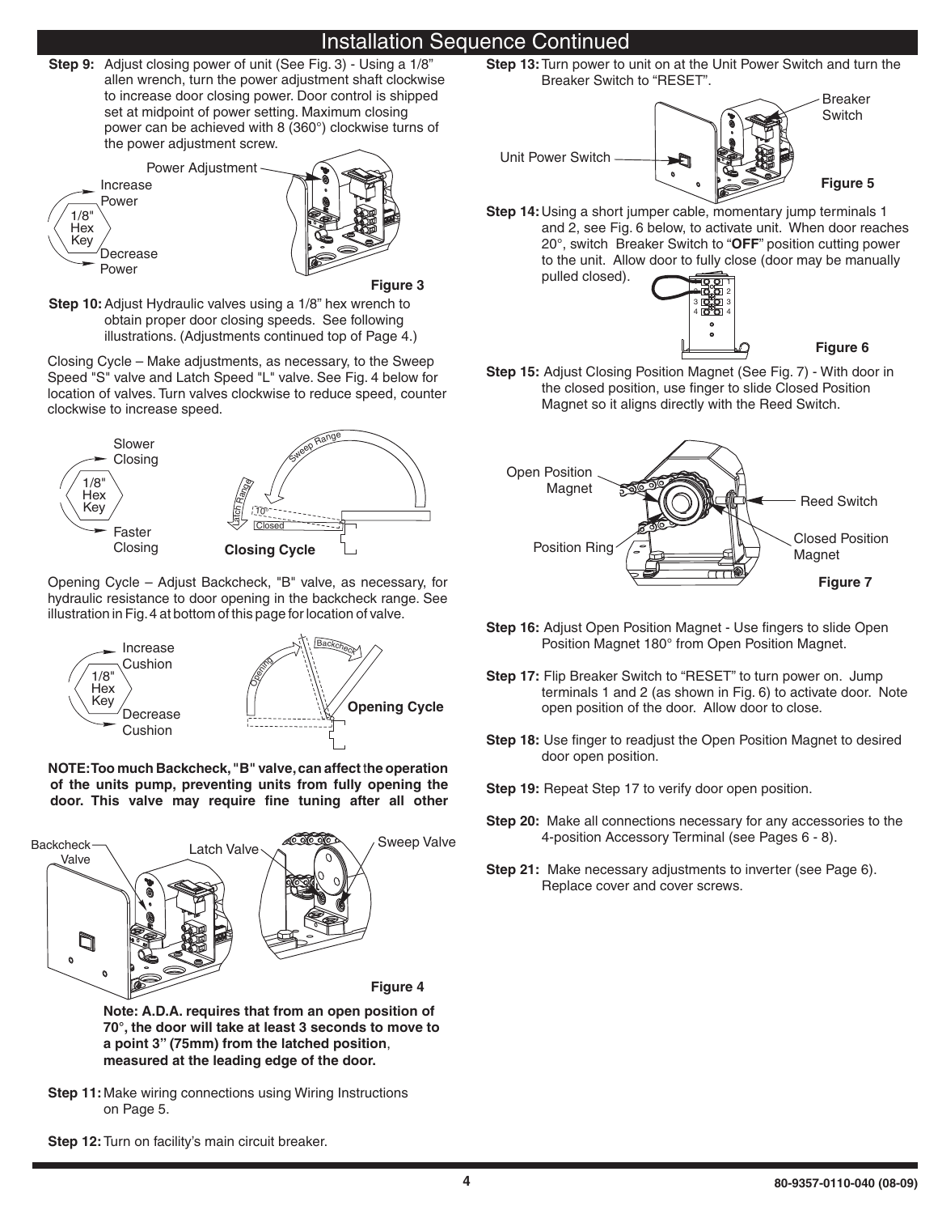# Installation Sequence Continued

**Step 9:** Adjust closing power of unit (See Fig. 3) - Using a 1/8" allen wrench, turn the power adjustment shaft clockwise to increase door closing power. Door control is shipped set at midpoint of power setting. Maximum closing power can be achieved with 8 (360°) clockwise turns of the power adjustment screw.

Power Adjustment

Increase Power

1/8" Hex Key

Decrease Power

**Figure 3**

**Step 10:** Adjust Hydraulic valves using a 1/8" hex wrench to obtain proper door closing speeds. See following illustrations. (Adjustments continued top of Page 4.)

Closing Cycle – Make adjustments, as necessary, to the Sweep Speed "S" valve and Latch Speed "L" valve. See Fig. 4 below for location of valves. Turn valves clockwise to reduce speed, counter clockwise to increase speed.

Slower Closing

1/8" Hex Key

Faster Closing

Sweep Range

Latch Range

10°

Closed

**Closing Cycle**

Opening Cycle – Adjust Backcheck, "B" valve, as necessary, for hydraulic resistance to door opening in the backcheck range. See illustration in Fig. 4 at bottom of this page for location of valve.

Increase Cushion

1/8" Hex Key

Decrease Cushion

Opening

Backcheck

**Opening Cycle**

**NOTE: Too much Backcheck, "B" valve, can affect the operation of the units pump, preventing units from fully opening the door. This valve may require fine tuning after all other**

Backcheck Valve

Latch Valve

Sweep Valve

**Figure 4**

**Note: A.D.A. requires that from an open position of 70°, the door will take at least 3 seconds to move to a point 3" (75mm) from the latched position, measured at the leading edge of the door.**

**Step 11:** Make wiring connections using Wiring Instructions on Page 5.

**Step 12:** Turn on facility's main circuit breaker.

**Step 13:** Turn power to unit on at the Unit Power Switch and turn the Breaker Switch to "RESET".

Breaker Switch

Unit Power Switch

**Figure 5**

**Step 14:** Using a short jumper cable, momentary jump terminals 1 and 2, see Fig. 6 below, to activate unit. When door reaches 20°, switch Breaker Switch to "**OFF**" position cutting power to the unit. Allow door to fully close (door may be manually pulled closed).

**Figure 6**

**Step 15:** Adjust Closing Position Magnet (See Fig. 7) - With door in the closed position, use finger to slide Closed Position Magnet so it aligns directly with the Reed Switch.

Open Position Magnet

Reed Switch

Position Ring

Closed Position Magnet

**Figure 7**

**Step 16:** Adjust Open Position Magnet - Use fingers to slide Open Position Magnet 180° from Open Position Magnet.

**Step 17:** Flip Breaker Switch to "RESET" to turn power on. Jump terminals 1 and 2 (as shown in Fig. 6) to activate door. Note open position of the door. Allow door to close.

**Step 18:** Use finger to readjust the Open Position Magnet to desired door open position.

**Step 19:** Repeat Step 17 to verify door open position.

**Step 20:** Make all connections necessary for any accessories to the 4-position Accessory Terminal (see Pages 6 - 8).

**Step 21:** Make necessary adjustments to inverter (see Page 6). Replace cover and cover screws.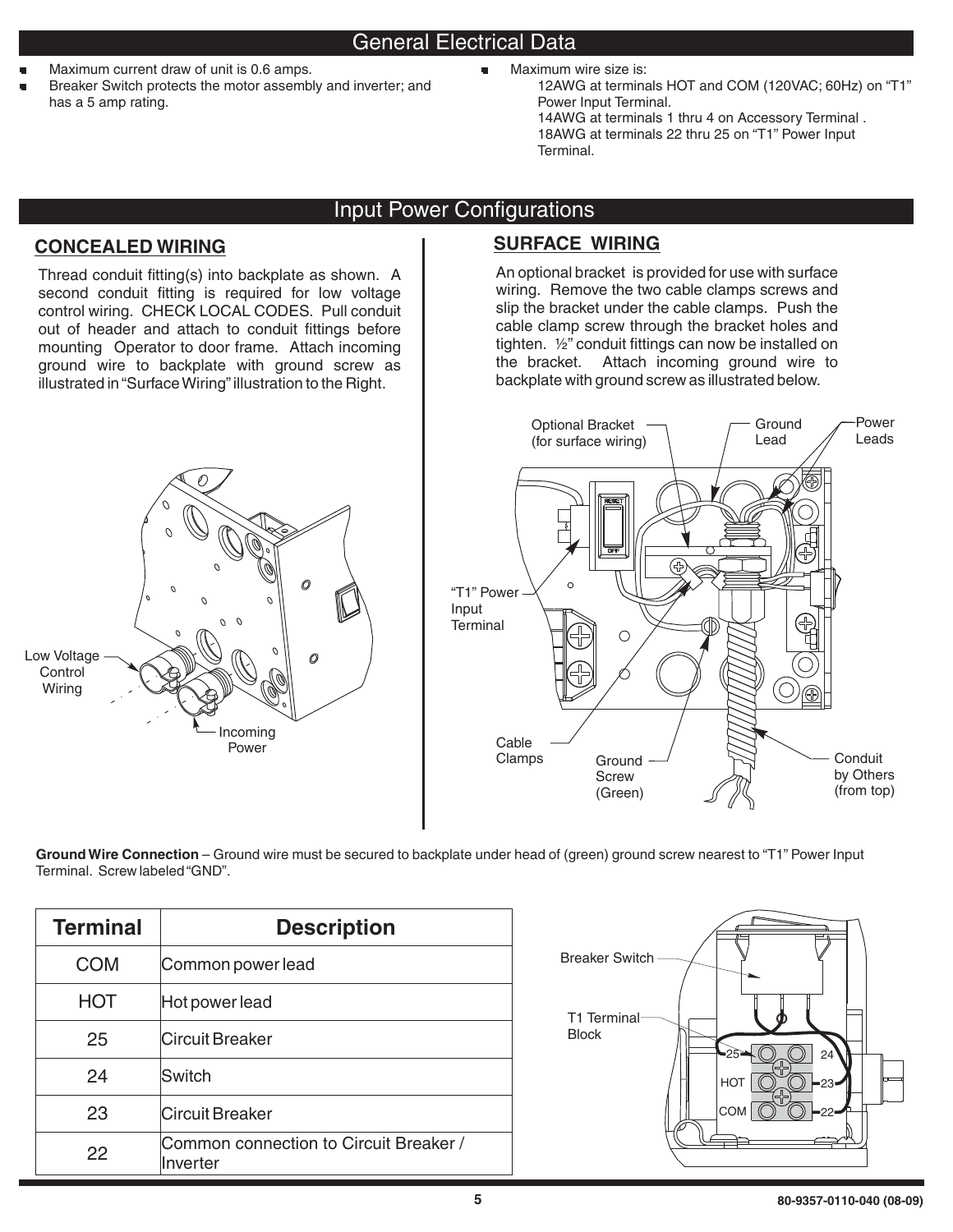## General Electrical Data

- Maximum current draw of unit is 0.6 amps.
- Breaker Switch protects the motor assembly and inverter; and has a 5 amp rating.
- Maximum wire size is:
  - 12AWG at terminals HOT and COM (120VAC; 60Hz) on "T1" Power Input Terminal.
  - 14AWG at terminals 1 thru 4 on Accessory Terminal .
  - 18AWG at terminals 22 thru 25 on "T1" Power Input Terminal.

## Input Power Configurations

### CONCEALED WIRING

Thread conduit fitting(s) into backplate as shown. A second conduit fitting is required for low voltage control wiring. CHECK LOCAL CODES. Pull conduit out of header and attach to conduit fittings before mounting Operator to door frame. Attach incoming ground wire to backplate with ground screw as illustrated in "Surface Wiring" illustration to the Right.

Low Voltage Control Wiring

Incoming Power

### SURFACE WIRING

An optional bracket is provided for use with surface wiring. Remove the two cable clamps screws and slip the bracket under the cable clamps. Push the cable clamp screw through the bracket holes and tighten. ½" conduit fittings can now be installed on the bracket. Attach incoming ground wire to backplate with ground screw as illustrated below.

Optional Bracket (for surface wiring)

Ground Lead

Power Leads

"T1" Power Input Terminal

Cable Clamps

Ground Screw (Green)

Conduit by Others (from top)

**Ground Wire Connection** – Ground wire must be secured to backplate under head of (green) ground screw nearest to "T1" Power Input Terminal. Screw labeled "GND".

| Terminal | Description |
|---|---|
| COM | Common power lead |
| HOT | Hot power lead |
| 25 | Circuit Breaker |
| 24 | Switch |
| 23 | Circuit Breaker |
| 22 | Common connection to Circuit Breaker / Inverter |

Breaker Switch

T1 Terminal Block

25 24 HOT 23 COM 22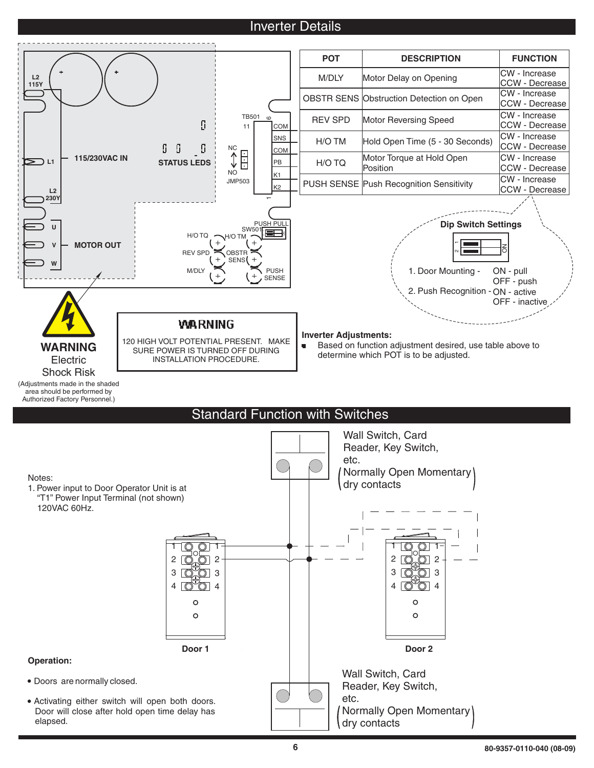# Inverter Details

L2 115Y

L1 — 115/230VAC IN

L2 230Y

STATUS LEDS

TB501: 11, COM, SNS, COM, PB, K1, K2, 1, 6

NC / NO JMP503

U, V, W — MOTOR OUT

SW501 PUSH PULL

H/O TQ, H/O TM, REV SPD, OBSTR SENS, M/DLY, PUSH SENSE

| POT | DESCRIPTION | FUNCTION |
|---|---|---|
| M/DLY | Motor Delay on Opening | CW - Increase<br>CCW - Decrease |
| OBSTR SENS | Obstruction Detection on Open | CW - Increase<br>CCW - Decrease |
| REV SPD | Motor Reversing Speed | CW - Increase<br>CCW - Decrease |
| H/O TM | Hold Open Time (5 - 30 Seconds) | CW - Increase<br>CCW - Decrease |
| H/O TQ | Motor Torque at Hold Open Position | CW - Increase<br>CCW - Decrease |
| PUSH SENSE | Push Recognition Sensitivity | CW - Increase<br>CCW - Decrease |

**Dip Switch Settings**

1. Door Mounting - ON - pull, OFF - push
2. Push Recognition - ON - active, OFF - inactive

**WARNING**
Electric Shock Risk
(Adjustments made in the shaded area should be performed by Authorized Factory Personnel.)

**WARNING**
120 HIGH VOLT POTENTIAL PRESENT. MAKE SURE POWER IS TURNED OFF DURING INSTALLATION PROCEDURE.

**Inverter Adjustments:**

- Based on function adjustment desired, use table above to determine which POT is to be adjusted.

# Standard Function with Switches

Wall Switch, Card Reader, Key Switch, etc. (Normally Open Momentary dry contacts)

Notes:
1. Power input to Door Operator Unit is at "T1" Power Input Terminal (not shown) 120VAC 60Hz.

Door 1 — Door 2

Wall Switch, Card Reader, Key Switch, etc. (Normally Open Momentary dry contacts)

**Operation:**

- Doors are normally closed.
- Activating either switch will open both doors. Door will close after hold open time delay has elapsed.

80-9357-0110-040 (08-09)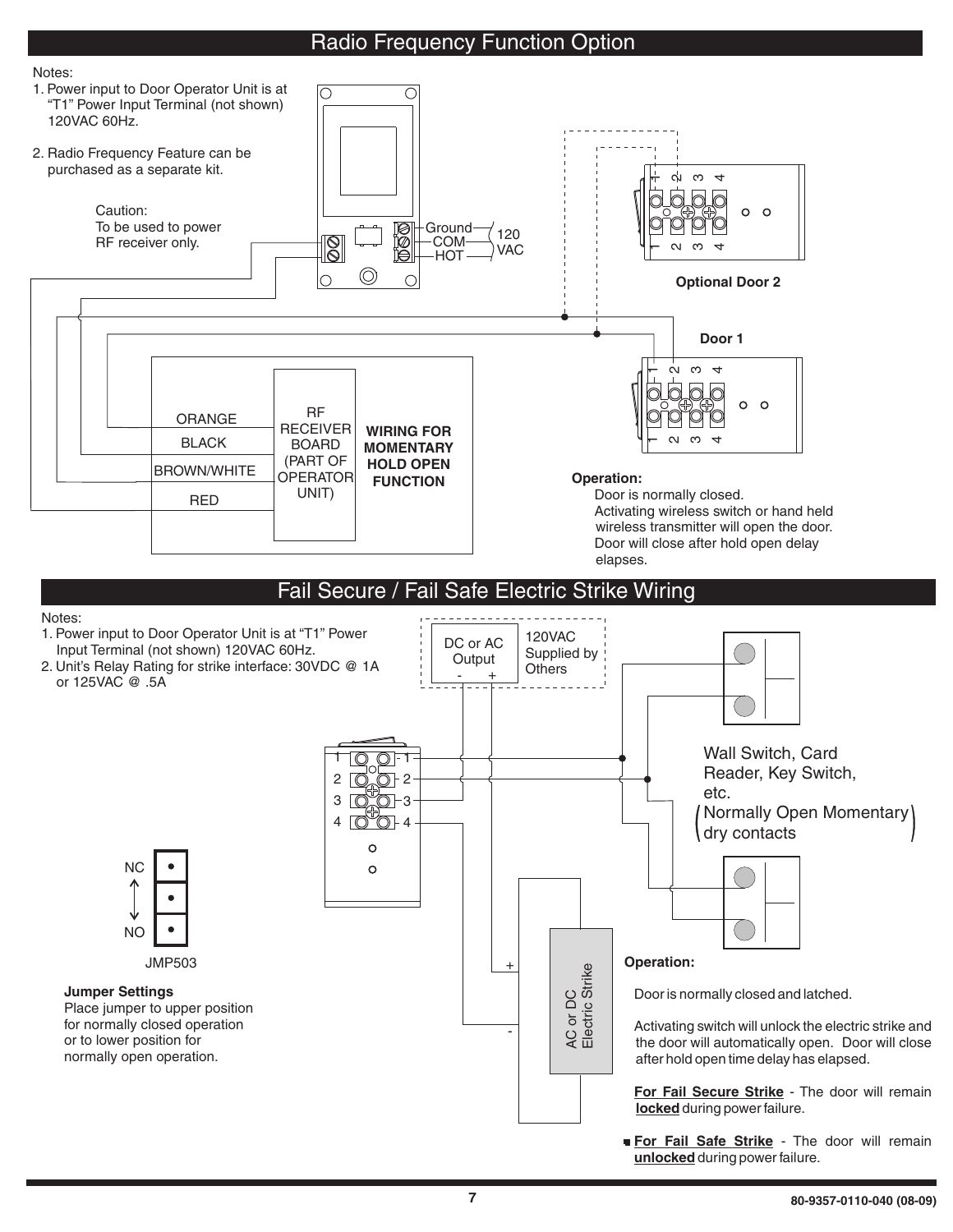## Radio Frequency Function Option

Notes:
1. Power input to Door Operator Unit is at "T1" Power Input Terminal (not shown) 120VAC 60Hz.
2. Radio Frequency Feature can be purchased as a separate kit.

Caution:
To be used to power RF receiver only.

Ground
COM
HOT
120 VAC

Optional Door 2

Door 1

ORANGE
BLACK
BROWN/WHITE
RED

RF RECEIVER BOARD (PART OF OPERATOR UNIT)

**WIRING FOR MOMENTARY HOLD OPEN FUNCTION**

**Operation:**
Door is normally closed.
Activating wireless switch or hand held wireless transmitter will open the door.
Door will close after hold open delay elapses.

## Fail Secure / Fail Safe Electric Strike Wiring

Notes:
1. Power input to Door Operator Unit is at "T1" Power Input Terminal (not shown) 120VAC 60Hz.
2. Unit's Relay Rating for strike interface: 30VDC @ 1A or 125VAC @ .5A

DC or AC Output
\- +

120VAC Supplied by Others

Wall Switch, Card Reader, Key Switch, etc.
(Normally Open Momentary dry contacts)

AC or DC Electric Strike

NC
NO
JMP503

**Jumper Settings**
Place jumper to upper position for normally closed operation or to lower position for normally open operation.

**Operation:**

Door is normally closed and latched.

Activating switch will unlock the electric strike and the door will automatically open. Door will close after hold open time delay has elapsed.

**For Fail Secure Strike** - The door will remain **locked** during power failure.

**For Fail Safe Strike** - The door will remain **unlocked** during power failure.

80-9357-0110-040 (08-09)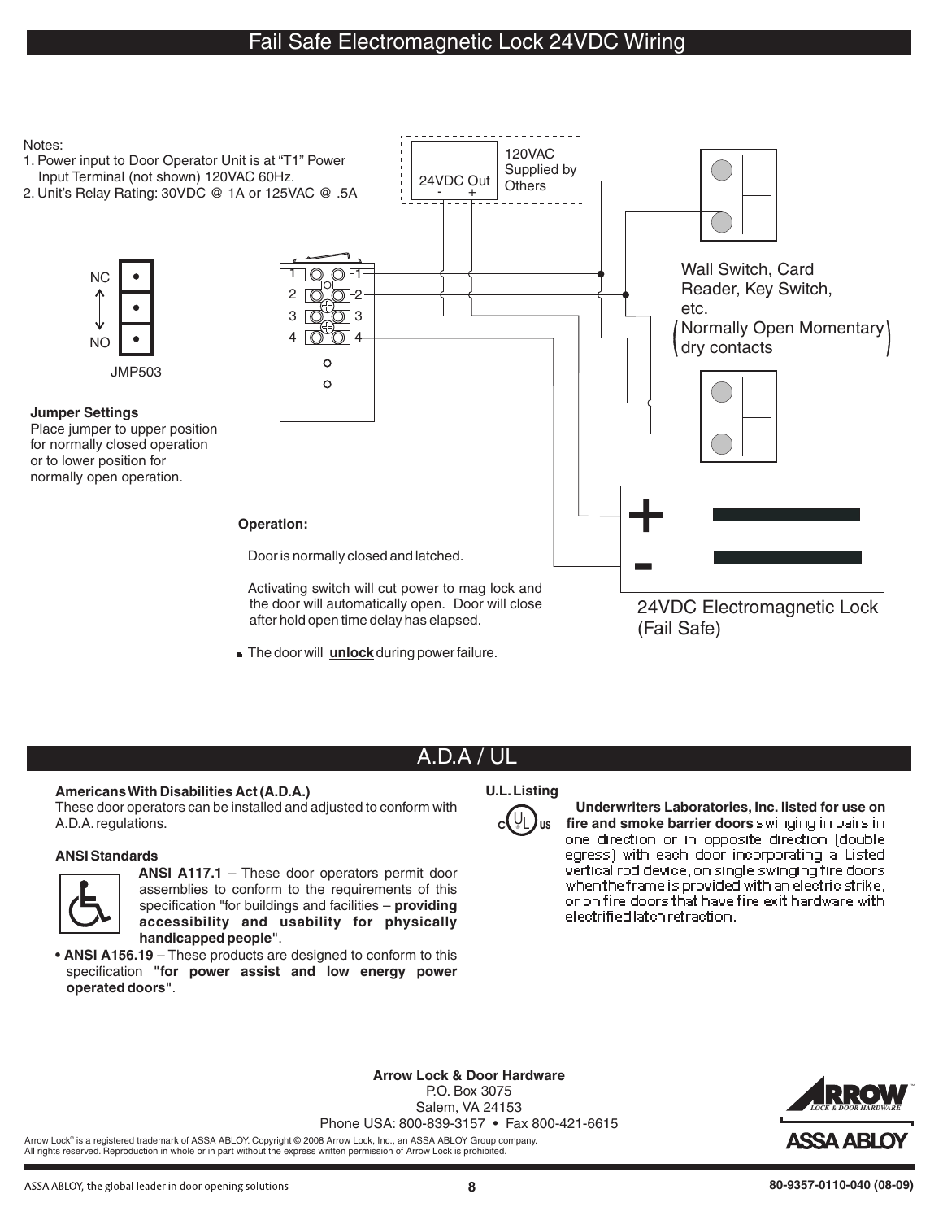## Fail Safe Electromagnetic Lock 24VDC Wiring

Notes:
1. Power input to Door Operator Unit is at “T1” Power Input Terminal (not shown) 120VAC 60Hz.
2. Unit’s Relay Rating: 30VDC @ 1A or 125VAC @ .5A

24VDC Out
- +

120VAC Supplied by Others

NC

NO

JMP503

1 2 3 4

Wall Switch, Card Reader, Key Switch, etc.
(Normally Open Momentary dry contacts)

+
-

24VDC Electromagnetic Lock (Fail Safe)

**Jumper Settings**
Place jumper to upper position for normally closed operation or to lower position for normally open operation.

**Operation:**

Door is normally closed and latched.

Activating switch will cut power to mag lock and the door will automatically open. Door will close after hold open time delay has elapsed.

- The door will **unlock** during power failure.

## A.D.A / UL

**Americans With Disabilities Act (A.D.A.)**
These door operators can be installed and adjusted to conform with A.D.A. regulations.

**ANSI Standards**

**ANSI A117.1** – These door operators permit door assemblies to conform to the requirements of this specification "for buildings and facilities – **providing accessibility and usability for physically handicapped people**".

- **ANSI A156.19** – These products are designed to conform to this specification **"for power assist and low energy power operated doors"**.

**U.L. Listing**

**Underwriters Laboratories, Inc. listed for use on fire and smoke barrier doors** swinging in pairs in one direction or in opposite direction (double egress) with each door incorporating a Listed vertical rod device, on single swinging fire doors when the frame is provided with an electric strike, or on fire doors that have fire exit hardware with electrified latch retraction.

**Arrow Lock & Door Hardware**
P.O. Box 3075
Salem, VA 24153
Phone USA: 800-839-3157 • Fax 800-421-6615

Arrow Lock® is a registered trademark of ASSA ABLOY. Copyright © 2008 Arrow Lock, Inc., an ASSA ABLOY Group company. All rights reserved. Reproduction in whole or in part without the express written permission of Arrow Lock is prohibited.

ASSA ABLOY, the global leader in door opening solutions

80-9357-0110-040 (08-09)